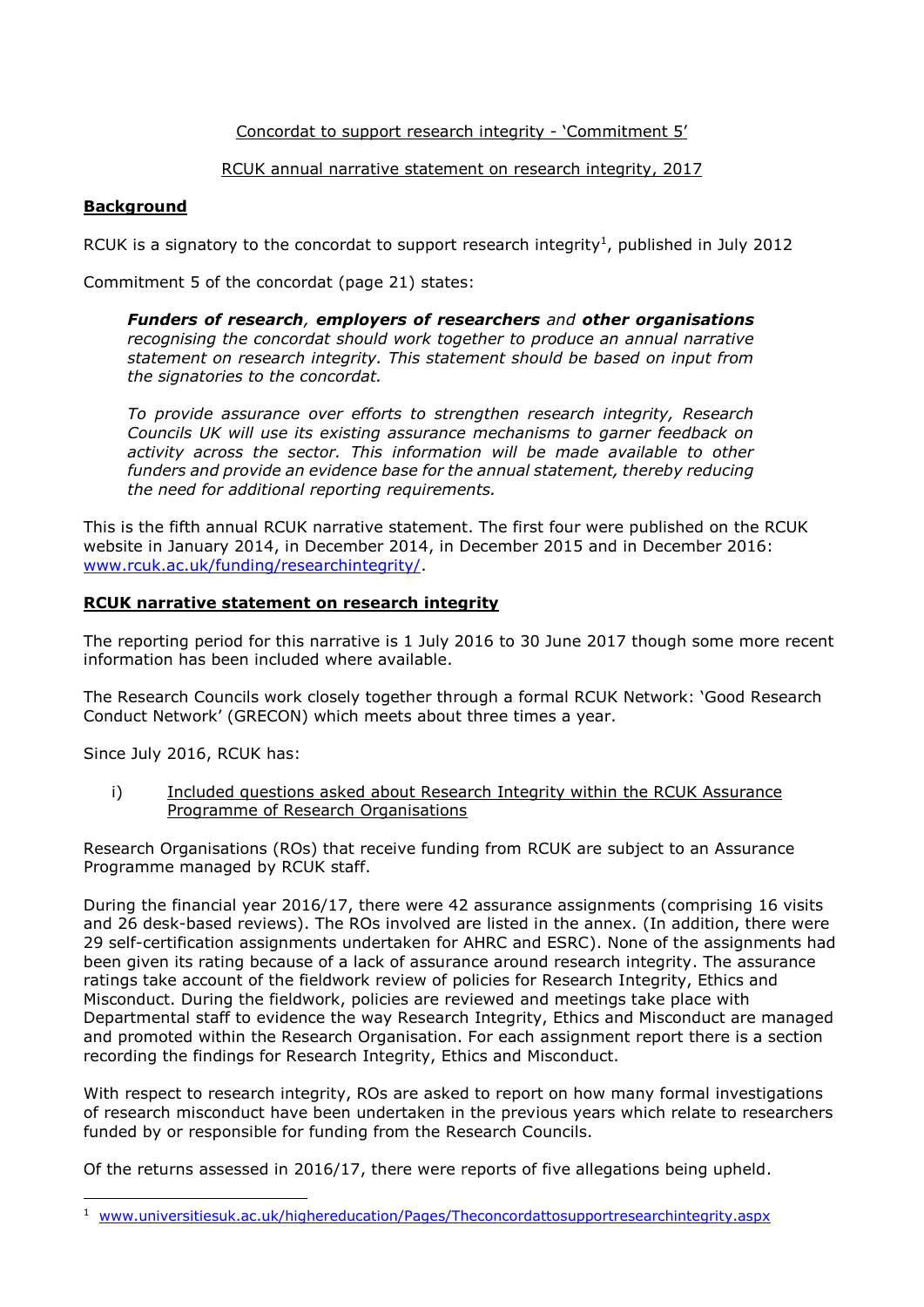Concordat to support research integrity - 'Commitment 5'

RCUK annual narrative statement on research integrity, 2017

## **Background**

RCUK is a signatory to the concordat to support research integrity[1], published in July 2012

Commitment 5 of the concordat (page 21) states:

> ***Funders of research**, **employers of researchers** and **other organisations** recognising the concordat should work together to produce an annual narrative statement on research integrity. This statement should be based on input from the signatories to the concordat.*
>
> *To provide assurance over efforts to strengthen research integrity, Research Councils UK will use its existing assurance mechanisms to garner feedback on activity across the sector. This information will be made available to other funders and provide an evidence base for the annual statement, thereby reducing the need for additional reporting requirements.*

This is the fifth annual RCUK narrative statement. The first four were published on the RCUK website in January 2014, in December 2014, in December 2015 and in December 2016: www.rcuk.ac.uk/funding/researchintegrity/.

## **RCUK narrative statement on research integrity**

The reporting period for this narrative is 1 July 2016 to 30 June 2017 though some more recent information has been included where available.

The Research Councils work closely together through a formal RCUK Network: 'Good Research Conduct Network' (GRECON) which meets about three times a year.

Since July 2016, RCUK has:

i) Included questions asked about Research Integrity within the RCUK Assurance Programme of Research Organisations

Research Organisations (ROs) that receive funding from RCUK are subject to an Assurance Programme managed by RCUK staff.

During the financial year 2016/17, there were 42 assurance assignments (comprising 16 visits and 26 desk-based reviews). The ROs involved are listed in the annex. (In addition, there were 29 self-certification assignments undertaken for AHRC and ESRC). None of the assignments had been given its rating because of a lack of assurance around research integrity. The assurance ratings take account of the fieldwork review of policies for Research Integrity, Ethics and Misconduct. During the fieldwork, policies are reviewed and meetings take place with Departmental staff to evidence the way Research Integrity, Ethics and Misconduct are managed and promoted within the Research Organisation. For each assignment report there is a section recording the findings for Research Integrity, Ethics and Misconduct.

With respect to research integrity, ROs are asked to report on how many formal investigations of research misconduct have been undertaken in the previous years which relate to researchers funded by or responsible for funding from the Research Councils.

Of the returns assessed in 2016/17, there were reports of five allegations being upheld.

[1] www.universitiesuk.ac.uk/highereducation/Pages/Theconcordattosupportresearchintegrity.aspx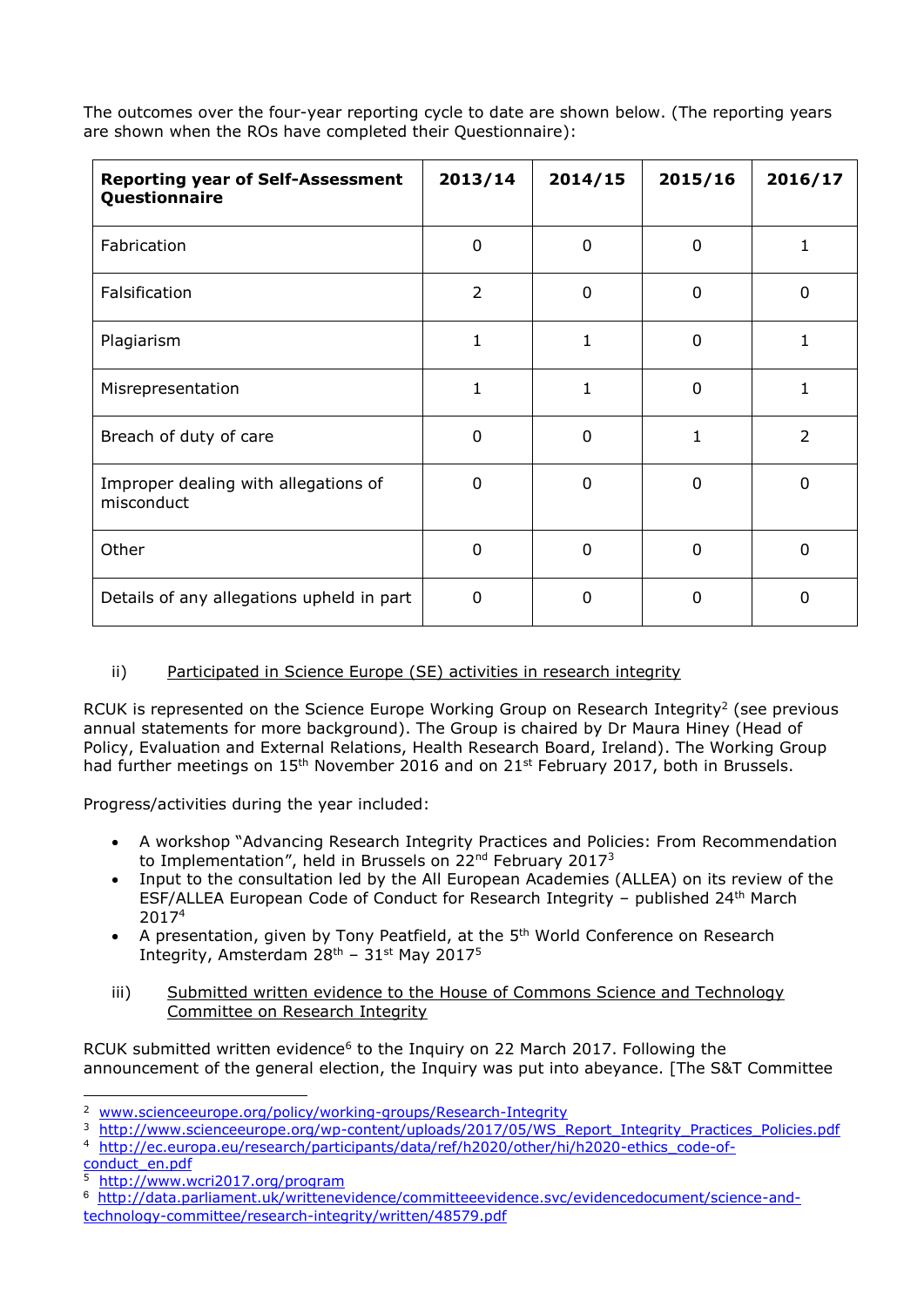The outcomes over the four-year reporting cycle to date are shown below. (The reporting years are shown when the ROs have completed their Questionnaire):

| Reporting year of Self-Assessment Questionnaire | 2013/14 | 2014/15 | 2015/16 | 2016/17 |
|---|---|---|---|---|
| Fabrication | 0 | 0 | 0 | 1 |
| Falsification | 2 | 0 | 0 | 0 |
| Plagiarism | 1 | 1 | 0 | 1 |
| Misrepresentation | 1 | 1 | 0 | 1 |
| Breach of duty of care | 0 | 0 | 1 | 2 |
| Improper dealing with allegations of misconduct | 0 | 0 | 0 | 0 |
| Other | 0 | 0 | 0 | 0 |
| Details of any allegations upheld in part | 0 | 0 | 0 | 0 |

ii) Participated in Science Europe (SE) activities in research integrity

RCUK is represented on the Science Europe Working Group on Research Integrity[2] (see previous annual statements for more background). The Group is chaired by Dr Maura Hiney (Head of Policy, Evaluation and External Relations, Health Research Board, Ireland). The Working Group had further meetings on 15th November 2016 and on 21st February 2017, both in Brussels.

Progress/activities during the year included:

- A workshop "Advancing Research Integrity Practices and Policies: From Recommendation to Implementation", held in Brussels on 22nd February 2017[3]
- Input to the consultation led by the All European Academies (ALLEA) on its review of the ESF/ALLEA European Code of Conduct for Research Integrity – published 24th March 2017[4]
- A presentation, given by Tony Peatfield, at the 5th World Conference on Research Integrity, Amsterdam 28th – 31st May 2017[5]

iii) Submitted written evidence to the House of Commons Science and Technology Committee on Research Integrity

RCUK submitted written evidence[6] to the Inquiry on 22 March 2017. Following the announcement of the general election, the Inquiry was put into abeyance. [The S&T Committee

---

[2] www.scienceeurope.org/policy/working-groups/Research-Integrity

[3] http://www.scienceeurope.org/wp-content/uploads/2017/05/WS_Report_Integrity_Practices_Policies.pdf

[4] http://ec.europa.eu/research/participants/data/ref/h2020/other/hi/h2020-ethics_code-of-conduct_en.pdf

[5] http://www.wcri2017.org/program

[6] http://data.parliament.uk/writtenevidence/committeeevidence.svc/evidencedocument/science-and-technology-committee/research-integrity/written/48579.pdf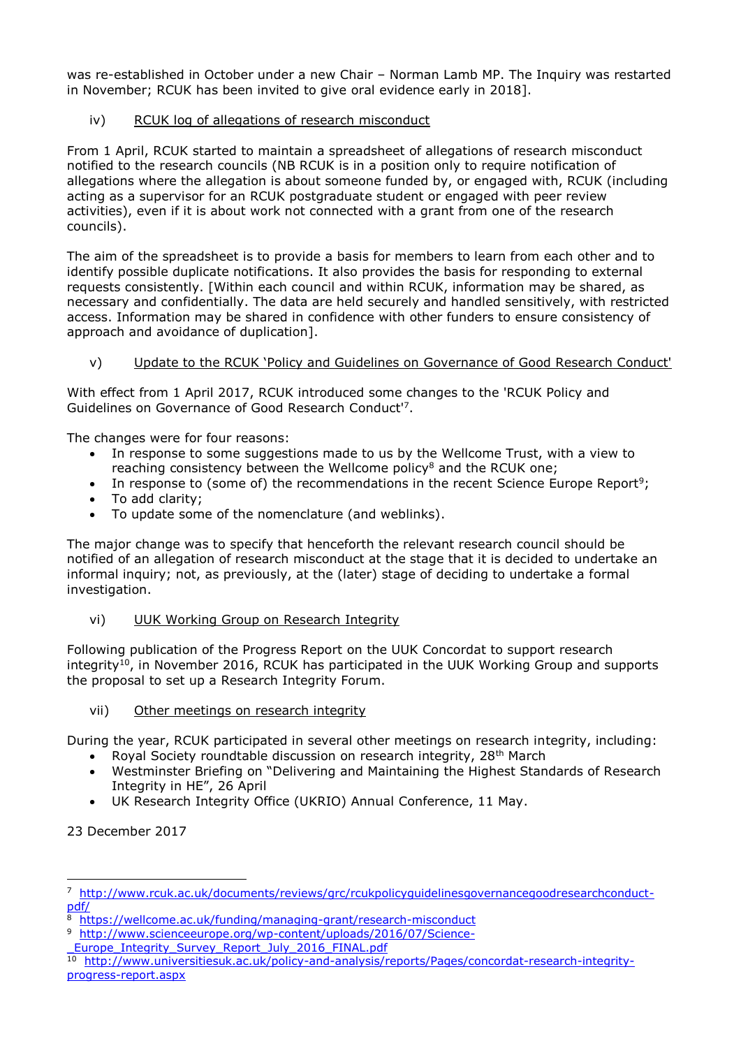was re-established in October under a new Chair – Norman Lamb MP. The Inquiry was restarted in November; RCUK has been invited to give oral evidence early in 2018].

iv) RCUK log of allegations of research misconduct

From 1 April, RCUK started to maintain a spreadsheet of allegations of research misconduct notified to the research councils (NB RCUK is in a position only to require notification of allegations where the allegation is about someone funded by, or engaged with, RCUK (including acting as a supervisor for an RCUK postgraduate student or engaged with peer review activities), even if it is about work not connected with a grant from one of the research councils).

The aim of the spreadsheet is to provide a basis for members to learn from each other and to identify possible duplicate notifications. It also provides the basis for responding to external requests consistently. [Within each council and within RCUK, information may be shared, as necessary and confidentially. The data are held securely and handled sensitively, with restricted access. Information may be shared in confidence with other funders to ensure consistency of approach and avoidance of duplication].

v) Update to the RCUK 'Policy and Guidelines on Governance of Good Research Conduct'

With effect from 1 April 2017, RCUK introduced some changes to the 'RCUK Policy and Guidelines on Governance of Good Research Conduct'[7].

The changes were for four reasons:

- In response to some suggestions made to us by the Wellcome Trust, with a view to reaching consistency between the Wellcome policy[8] and the RCUK one;
- In response to (some of) the recommendations in the recent Science Europe Report[9];
- To add clarity;
- To update some of the nomenclature (and weblinks).

The major change was to specify that henceforth the relevant research council should be notified of an allegation of research misconduct at the stage that it is decided to undertake an informal inquiry; not, as previously, at the (later) stage of deciding to undertake a formal investigation.

vi) UUK Working Group on Research Integrity

Following publication of the Progress Report on the UUK Concordat to support research integrity[10], in November 2016, RCUK has participated in the UUK Working Group and supports the proposal to set up a Research Integrity Forum.

vii) Other meetings on research integrity

During the year, RCUK participated in several other meetings on research integrity, including:

- Royal Society roundtable discussion on research integrity, 28th March
- Westminster Briefing on "Delivering and Maintaining the Highest Standards of Research Integrity in HE", 26 April
- UK Research Integrity Office (UKRIO) Annual Conference, 11 May.

23 December 2017

---

[7] http://www.rcuk.ac.uk/documents/reviews/grc/rcukpolicyguidelinesgovernancegoodresearchconduct-pdf/

[8] https://wellcome.ac.uk/funding/managing-grant/research-misconduct

[9] http://www.scienceeurope.org/wp-content/uploads/2016/07/Science-_Europe_Integrity_Survey_Report_July_2016_FINAL.pdf

[10] http://www.universitiesuk.ac.uk/policy-and-analysis/reports/Pages/concordat-research-integrity-progress-report.aspx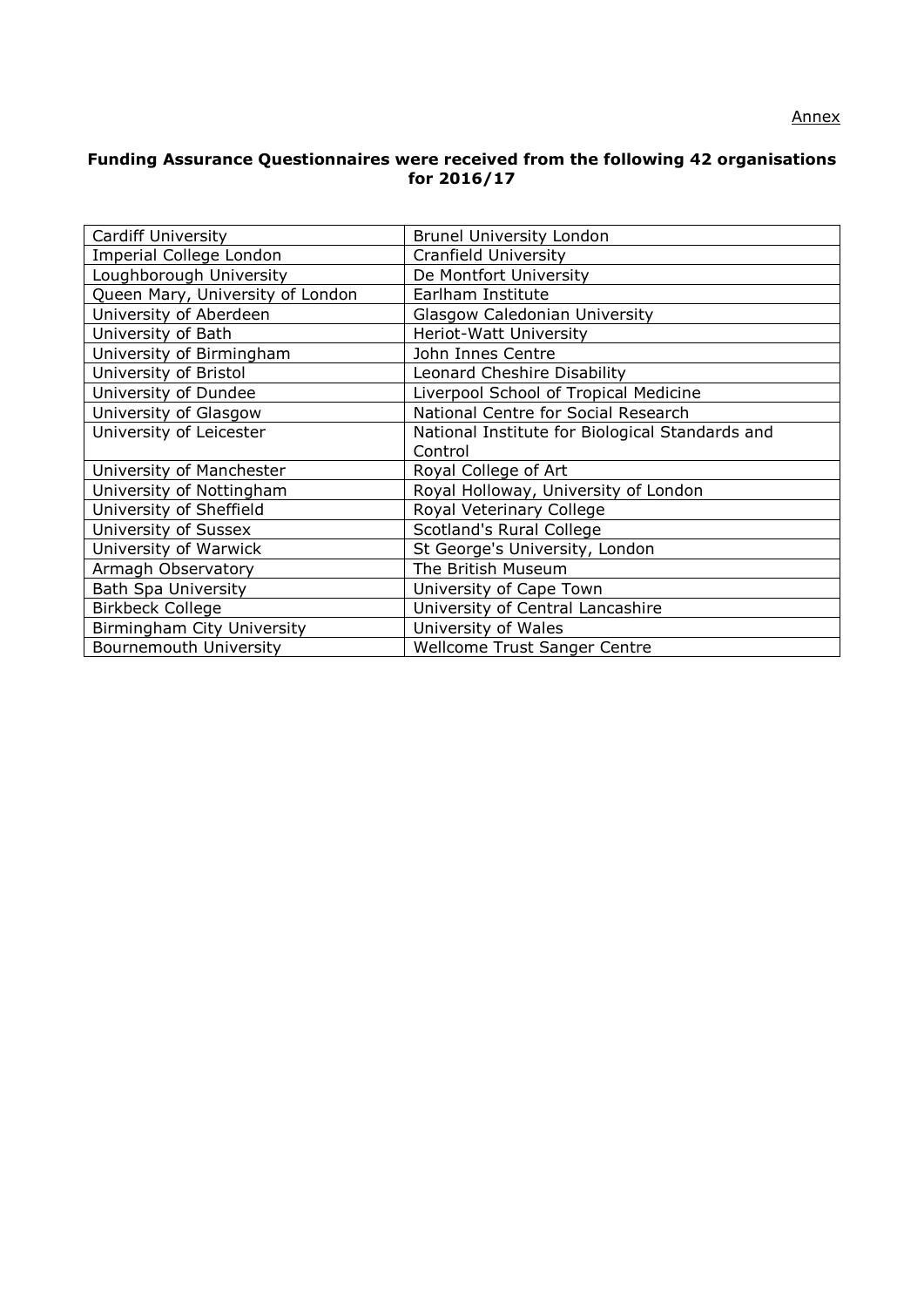Annex

**Funding Assurance Questionnaires were received from the following 42 organisations for 2016/17**

| | |
|---|---|
| Cardiff University | Brunel University London |
| Imperial College London | Cranfield University |
| Loughborough University | De Montfort University |
| Queen Mary, University of London | Earlham Institute |
| University of Aberdeen | Glasgow Caledonian University |
| University of Bath | Heriot-Watt University |
| University of Birmingham | John Innes Centre |
| University of Bristol | Leonard Cheshire Disability |
| University of Dundee | Liverpool School of Tropical Medicine |
| University of Glasgow | National Centre for Social Research |
| University of Leicester | National Institute for Biological Standards and Control |
| University of Manchester | Royal College of Art |
| University of Nottingham | Royal Holloway, University of London |
| University of Sheffield | Royal Veterinary College |
| University of Sussex | Scotland's Rural College |
| University of Warwick | St George's University, London |
| Armagh Observatory | The British Museum |
| Bath Spa University | University of Cape Town |
| Birkbeck College | University of Central Lancashire |
| Birmingham City University | University of Wales |
| Bournemouth University | Wellcome Trust Sanger Centre |